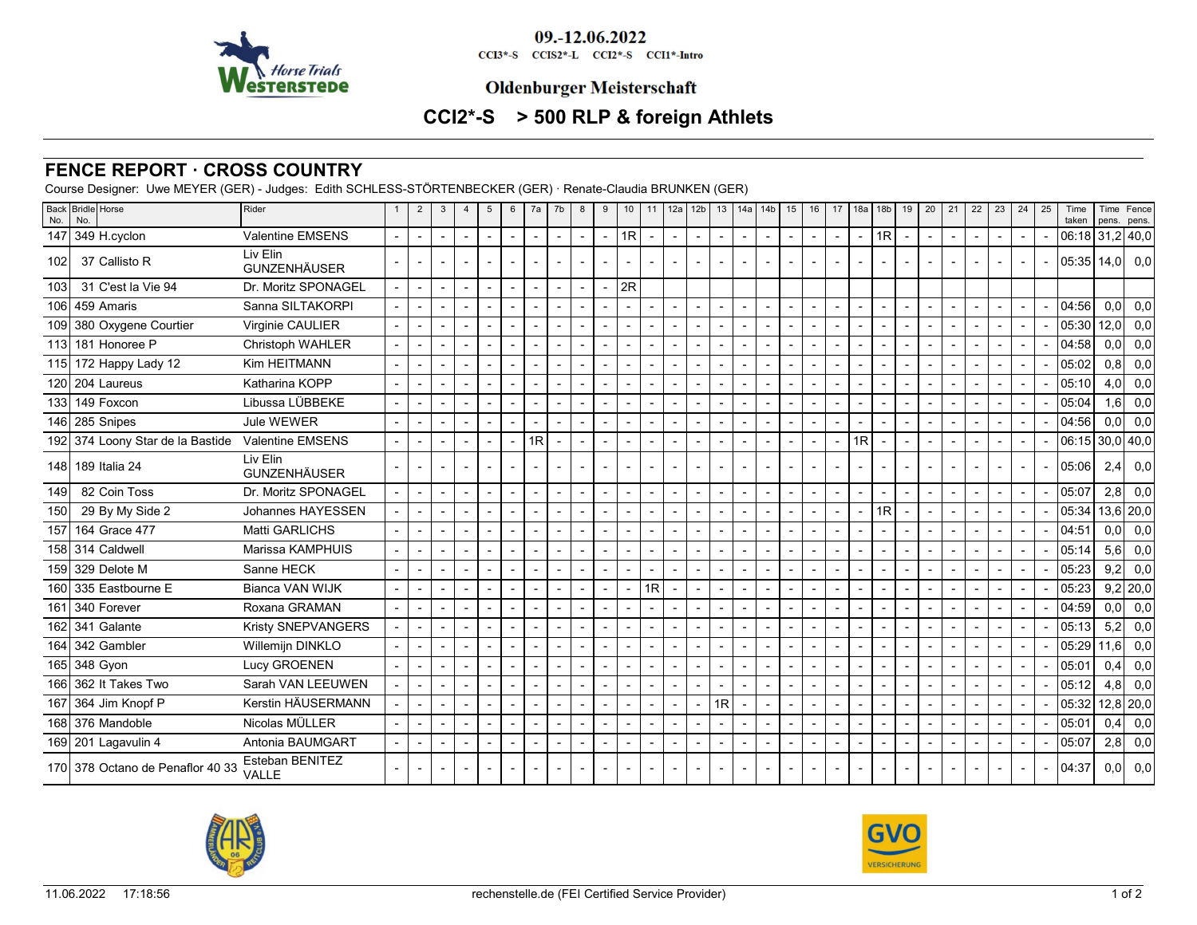09.-12.06.2022

CCI3*-S CCIS2*-L CCI2*-S CCI1*-Intro

Oldenburger Meisterschaft

# CCI2*-S > 500 RLP & foreign Athlets

## FENCE REPORT · CROSS COUNTRY

Course Designer: Uwe MEYER (GER) - Judges: Edith SCHLESS-STÖRTENBECKER (GER) · Renate-Claudia BRUNKEN (GER)

| Back No. | Bridle No. | Horse | Rider | 1 | 2 | 3 | 4 | 5 | 6 | 7a | 7b | 8 | 9 | 10 | 11 | 12a | 12b | 13 | 14a | 14b | 15 | 16 | 17 | 18a | 18b | 19 | 20 | 21 | 22 | 23 | 24 | 25 | Time taken | Time pens. | Fence pens. |
|---|---|---|---|---|---|---|---|---|---|---|---|---|---|---|---|---|---|---|---|---|---|---|---|---|---|---|---|---|---|---|---|---|---|---|---|
| 147 | 349 | H.cyclon | Valentine EMSENS | - | - | - | - | - | - | - | - | - | - | 1R | - | - | - | - | - | - | - | - | - | - | 1R | - | - | - | - | - | - | - | 06:18 | 31,2 | 40,0 |
| 102 | 37 | Callisto R | Liv Elin GUNZENHÄUSER | - | - | - | - | - | - | - | - | - | - | - | - | - | - | - | - | - | - | - | - | - | - | - | - | - | - | - | - | - | 05:35 | 14,0 | 0,0 |
| 103 | 31 | C'est la Vie 94 | Dr. Moritz SPONAGEL | - | - | - | - | - | - | - | - | - | - | 2R | | | | | | | | | | | | | | | | | | | | | |
| 106 | 459 | Amaris | Sanna SILTAKORPI | - | - | - | - | - | - | - | - | - | - | - | - | - | - | - | - | - | - | - | - | - | - | - | - | - | - | - | - | - | 04:56 | 0,0 | 0,0 |
| 109 | 380 | Oxygene Courtier | Virginie CAULIER | - | - | - | - | - | - | - | - | - | - | - | - | - | - | - | - | - | - | - | - | - | - | - | - | - | - | - | - | - | 05:30 | 12,0 | 0,0 |
| 113 | 181 | Honoree P | Christoph WAHLER | - | - | - | - | - | - | - | - | - | - | - | - | - | - | - | - | - | - | - | - | - | - | - | - | - | - | - | - | - | 04:58 | 0,0 | 0,0 |
| 115 | 172 | Happy Lady 12 | Kim HEITMANN | - | - | - | - | - | - | - | - | - | - | - | - | - | - | - | - | - | - | - | - | - | - | - | - | - | - | - | - | - | 05:02 | 0,8 | 0,0 |
| 120 | 204 | Laureus | Katharina KOPP | - | - | - | - | - | - | - | - | - | - | - | - | - | - | - | - | - | - | - | - | - | - | - | - | - | - | - | - | - | 05:10 | 4,0 | 0,0 |
| 133 | 149 | Foxcon | Libussa LÜBBEKE | - | - | - | - | - | - | - | - | - | - | - | - | - | - | - | - | - | - | - | - | - | - | - | - | - | - | - | - | - | 05:04 | 1,6 | 0,0 |
| 146 | 285 | Snipes | Jule WEWER | - | - | - | - | - | - | - | - | - | - | - | - | - | - | - | - | - | - | - | - | - | - | - | - | - | - | - | - | - | 04:56 | 0,0 | 0,0 |
| 192 | 374 | Loony Star de la Bastide | Valentine EMSENS | - | - | - | - | - | - | 1R | - | - | - | - | - | - | - | - | - | - | - | - | - | 1R | - | - | - | - | - | - | - | - | 06:15 | 30,0 | 40,0 |
| 148 | 189 | Italia 24 | Liv Elin GUNZENHÄUSER | - | - | - | - | - | - | - | - | - | - | - | - | - | - | - | - | - | - | - | - | - | - | - | - | - | - | - | - | - | 05:06 | 2,4 | 0,0 |
| 149 | 82 | Coin Toss | Dr. Moritz SPONAGEL | - | - | - | - | - | - | - | - | - | - | - | - | - | - | - | - | - | - | - | - | - | - | - | - | - | - | - | - | - | 05:07 | 2,8 | 0,0 |
| 150 | 29 | By My Side 2 | Johannes HAYESSEN | - | - | - | - | - | - | - | - | - | - | - | - | - | - | - | - | - | - | - | - | - | 1R | - | - | - | - | - | - | - | 05:34 | 13,6 | 20,0 |
| 157 | 164 | Grace 477 | Matti GARLICHS | - | - | - | - | - | - | - | - | - | - | - | - | - | - | - | - | - | - | - | - | - | - | - | - | - | - | - | - | - | 04:51 | 0,0 | 0,0 |
| 158 | 314 | Caldwell | Marissa KAMPHUIS | - | - | - | - | - | - | - | - | - | - | - | - | - | - | - | - | - | - | - | - | - | - | - | - | - | - | - | - | - | 05:14 | 5,6 | 0,0 |
| 159 | 329 | Delote M | Sanne HECK | - | - | - | - | - | - | - | - | - | - | - | - | - | - | - | - | - | - | - | - | - | - | - | - | - | - | - | - | - | 05:23 | 9,2 | 0,0 |
| 160 | 335 | Eastbourne E | Bianca VAN WIJK | - | - | - | - | - | - | - | - | - | - | - | 1R | - | - | - | - | - | - | - | - | - | - | - | - | - | - | - | - | - | 05:23 | 9,2 | 20,0 |
| 161 | 340 | Forever | Roxana GRAMAN | - | - | - | - | - | - | - | - | - | - | - | - | - | - | - | - | - | - | - | - | - | - | - | - | - | - | - | - | - | 04:59 | 0,0 | 0,0 |
| 162 | 341 | Galante | Kristy SNEPVANGERS | - | - | - | - | - | - | - | - | - | - | - | - | - | - | - | - | - | - | - | - | - | - | - | - | - | - | - | - | - | 05:13 | 5,2 | 0,0 |
| 164 | 342 | Gambler | Willemijn DINKLO | - | - | - | - | - | - | - | - | - | - | - | - | - | - | - | - | - | - | - | - | - | - | - | - | - | - | - | - | - | 05:29 | 11,6 | 0,0 |
| 165 | 348 | Gyon | Lucy GROENEN | - | - | - | - | - | - | - | - | - | - | - | - | - | - | - | - | - | - | - | - | - | - | - | - | - | - | - | - | - | 05:01 | 0,4 | 0,0 |
| 166 | 362 | It Takes Two | Sarah VAN LEEUWEN | - | - | - | - | - | - | - | - | - | - | - | - | - | - | - | - | - | - | - | - | - | - | - | - | - | - | - | - | - | 05:12 | 4,8 | 0,0 |
| 167 | 364 | Jim Knopf P | Kerstin HÄUSERMANN | - | - | - | - | - | - | - | - | - | - | - | - | - | - | 1R | - | - | - | - | - | - | - | - | - | - | - | - | - | - | 05:32 | 12,8 | 20,0 |
| 168 | 376 | Mandoble | Nicolas MÜLLER | - | - | - | - | - | - | - | - | - | - | - | - | - | - | - | - | - | - | - | - | - | - | - | - | - | - | - | - | - | 05:01 | 0,4 | 0,0 |
| 169 | 201 | Lagavulin 4 | Antonia BAUMGART | - | - | - | - | - | - | - | - | - | - | - | - | - | - | - | - | - | - | - | - | - | - | - | - | - | - | - | - | - | 05:07 | 2,8 | 0,0 |
| 170 | 378 | Octano de Penaflor 40 33 | Esteban BENITEZ VALLE | - | - | - | - | - | - | - | - | - | - | - | - | - | - | - | - | - | - | - | - | - | - | - | - | - | - | - | - | - | 04:37 | 0,0 | 0,0 |

11.06.2022 17:18:56 rechenstelle.de (FEI Certified Service Provider)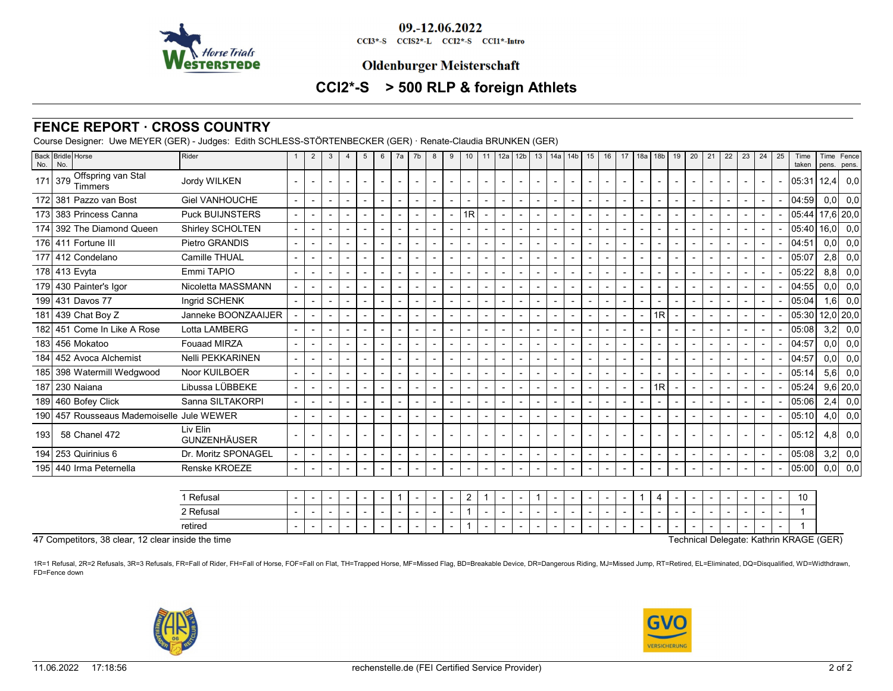09.-12.06.2022

CCI3*-S CCIS2*-L CCI2*-S CCI1*-Intro

Oldenburger Meisterschaft

## CCI2*-S > 500 RLP & foreign Athlets

## FENCE REPORT · CROSS COUNTRY

Course Designer: Uwe MEYER (GER) - Judges: Edith SCHLESS-STÖRTENBECKER (GER) · Renate-Claudia BRUNKEN (GER)

| Back No. | Bridle No. | Horse | Rider | 1 | 2 | 3 | 4 | 5 | 6 | 7a | 7b | 8 | 9 | 10 | 11 | 12a | 12b | 13 | 14a | 14b | 15 | 16 | 17 | 18a | 18b | 19 | 20 | 21 | 22 | 23 | 24 | 25 | Time taken | Time pens. | Fence pens. |
|---|---|---|---|---|---|---|---|---|---|---|---|---|---|---|---|---|---|---|---|---|---|---|---|---|---|---|---|---|---|---|---|---|---|---|---|
| 171 | 379 | Offspring van Stal Timmers | Jordy WILKEN | - | - | - | - | - | - | - | - | - | - | - | - | - | - | - | - | - | - | - | - | - | - | - | - | - | - | - | - | - | 05:31 | 12,4 | 0,0 |
| 172 | 381 | Pazzo van Bost | Giel VANHOUCHE | - | - | - | - | - | - | - | - | - | - | - | - | - | - | - | - | - | - | - | - | - | - | - | - | - | - | - | - | - | 04:59 | 0,0 | 0,0 |
| 173 | 383 | Princess Canna | Puck BUIJNSTERS | - | - | - | - | - | - | - | - | - | - | 1R | - | - | - | - | - | - | - | - | - | - | - | - | - | - | - | - | - | - | 05:44 | 17,6 | 20,0 |
| 174 | 392 | The Diamond Queen | Shirley SCHOLTEN | - | - | - | - | - | - | - | - | - | - | - | - | - | - | - | - | - | - | - | - | - | - | - | - | - | - | - | - | - | 05:40 | 16,0 | 0,0 |
| 176 | 411 | Fortune III | Pietro GRANDIS | - | - | - | - | - | - | - | - | - | - | - | - | - | - | - | - | - | - | - | - | - | - | - | - | - | - | - | - | - | 04:51 | 0,0 | 0,0 |
| 177 | 412 | Condelano | Camille THUAL | - | - | - | - | - | - | - | - | - | - | - | - | - | - | - | - | - | - | - | - | - | - | - | - | - | - | - | - | - | 05:07 | 2,8 | 0,0 |
| 178 | 413 | Evyta | Emmi TAPIO | - | - | - | - | - | - | - | - | - | - | - | - | - | - | - | - | - | - | - | - | - | - | - | - | - | - | - | - | - | 05:22 | 8,8 | 0,0 |
| 179 | 430 | Painter's Igor | Nicoletta MASSMANN | - | - | - | - | - | - | - | - | - | - | - | - | - | - | - | - | - | - | - | - | - | - | - | - | - | - | - | - | - | 04:55 | 0,0 | 0,0 |
| 199 | 431 | Davos 77 | Ingrid SCHENK | - | - | - | - | - | - | - | - | - | - | - | - | - | - | - | - | - | - | - | - | - | - | - | - | - | - | - | - | - | 05:04 | 1,6 | 0,0 |
| 181 | 439 | Chat Boy Z | Janneke BOONZAAIJER | - | - | - | - | - | - | - | - | - | - | - | - | - | - | - | - | - | - | - | - | - | 1R | - | - | - | - | - | - | - | 05:30 | 12,0 | 20,0 |
| 182 | 451 | Come In Like A Rose | Lotta LAMBERG | - | - | - | - | - | - | - | - | - | - | - | - | - | - | - | - | - | - | - | - | - | - | - | - | - | - | - | - | - | 05:08 | 3,2 | 0,0 |
| 183 | 456 | Mokatoo | Fouaad MIRZA | - | - | - | - | - | - | - | - | - | - | - | - | - | - | - | - | - | - | - | - | - | - | - | - | - | - | - | - | - | 04:57 | 0,0 | 0,0 |
| 184 | 452 | Avoca Alchemist | Nelli PEKKARINEN | - | - | - | - | - | - | - | - | - | - | - | - | - | - | - | - | - | - | - | - | - | - | - | - | - | - | - | - | - | 04:57 | 0,0 | 0,0 |
| 185 | 398 | Watermill Wedgwood | Noor KUILBOER | - | - | - | - | - | - | - | - | - | - | - | - | - | - | - | - | - | - | - | - | - | - | - | - | - | - | - | - | - | 05:14 | 5,6 | 0,0 |
| 187 | 230 | Naiana | Libussa LÜBBEKE | - | - | - | - | - | - | - | - | - | - | - | - | - | - | - | - | - | - | - | - | - | 1R | - | - | - | - | - | - | - | 05:24 | 9,6 | 20,0 |
| 189 | 460 | Bofey Click | Sanna SILTAKORPI | - | - | - | - | - | - | - | - | - | - | - | - | - | - | - | - | - | - | - | - | - | - | - | - | - | - | - | - | - | 05:06 | 2,4 | 0,0 |
| 190 | 457 | Rousseaus Mademoiselle | Jule WEWER | - | - | - | - | - | - | - | - | - | - | - | - | - | - | - | - | - | - | - | - | - | - | - | - | - | - | - | - | - | 05:10 | 4,0 | 0,0 |
| 193 | 58 | Chanel 472 | Liv Elin GUNZENHÄUSER | - | - | - | - | - | - | - | - | - | - | - | - | - | - | - | - | - | - | - | - | - | - | - | - | - | - | - | - | - | 05:12 | 4,8 | 0,0 |
| 194 | 253 | Quirinius 6 | Dr. Moritz SPONAGEL | - | - | - | - | - | - | - | - | - | - | - | - | - | - | - | - | - | - | - | - | - | - | - | - | - | - | - | - | - | 05:08 | 3,2 | 0,0 |
| 195 | 440 | Irma Peternella | Renske KROEZE | - | - | - | - | - | - | - | - | - | - | - | - | - | - | - | - | - | - | - | - | - | - | - | - | - | - | - | - | - | 05:00 | 0,0 | 0,0 |
| | | | 1 Refusal | - | - | - | - | - | - | 1 | - | - | - | 2 | 1 | - | - | 1 | - | - | - | - | - | 1 | 4 | - | - | - | - | - | - | - | 10 | | |
| | | | 2 Refusal | - | - | - | - | - | - | - | - | - | - | 1 | - | - | - | - | - | - | - | - | - | - | - | - | - | - | - | - | - | - | 1 | | |
| | | | retired | - | - | - | - | - | - | - | - | - | - | 1 | - | - | - | - | - | - | - | - | - | - | - | - | - | - | - | - | - | - | 1 | | |

47 Competitors, 38 clear, 12 clear inside the time

Technical Delegate: Kathrin KRAGE (GER)

1R=1 Refusal, 2R=2 Refusals, 3R=3 Refusals, FR=Fall of Rider, FH=Fall of Horse, FOF=Fall on Flat, TH=Trapped Horse, MF=Missed Flag, BD=Breakable Device, DR=Dangerous Riding, MJ=Missed Jump, RT=Retired, EL=Eliminated, DQ=Disqualified, WD=Widthdrawn, FD=Fence down